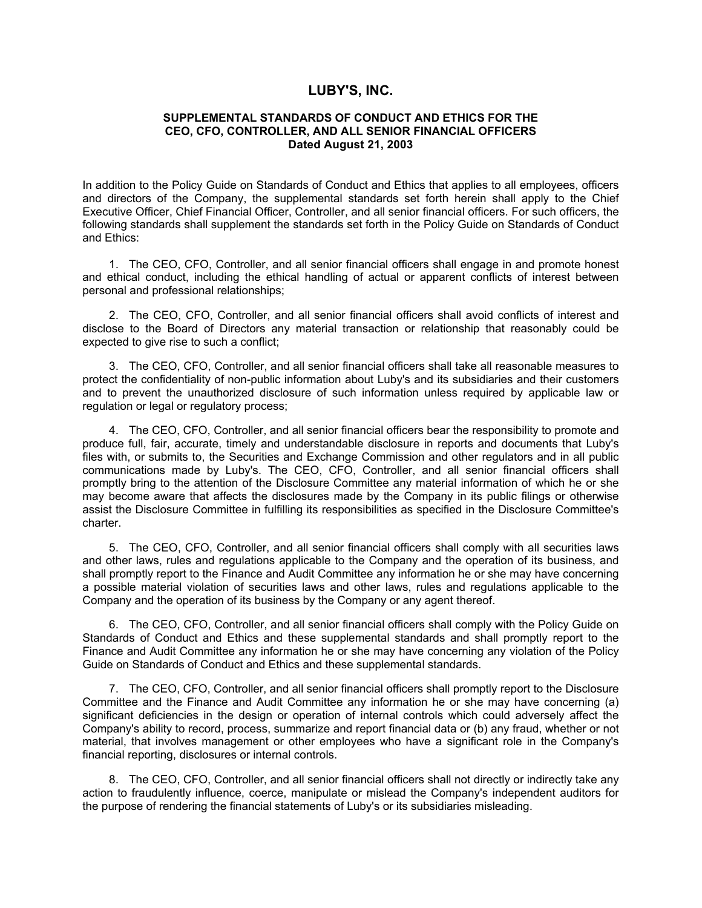# LUBY'S, INC.

## SUPPLEMENTAL STANDARDS OF CONDUCT AND ETHICS FOR THE CEO, CFO, CONTROLLER, AND ALL SENIOR FINANCIAL OFFICERS

**Dated August 21, 2003**

In addition to the Policy Guide on Standards of Conduct and Ethics that applies to all employees, officers and directors of the Company, the supplemental standards set forth herein shall apply to the Chief Executive Officer, Chief Financial Officer, Controller, and all senior financial officers. For such officers, the following standards shall supplement the standards set forth in the Policy Guide on Standards of Conduct and Ethics:

1. The CEO, CFO, Controller, and all senior financial officers shall engage in and promote honest and ethical conduct, including the ethical handling of actual or apparent conflicts of interest between personal and professional relationships;

2. The CEO, CFO, Controller, and all senior financial officers shall avoid conflicts of interest and disclose to the Board of Directors any material transaction or relationship that reasonably could be expected to give rise to such a conflict;

3. The CEO, CFO, Controller, and all senior financial officers shall take all reasonable measures to protect the confidentiality of non-public information about Luby's and its subsidiaries and their customers and to prevent the unauthorized disclosure of such information unless required by applicable law or regulation or legal or regulatory process;

4. The CEO, CFO, Controller, and all senior financial officers bear the responsibility to promote and produce full, fair, accurate, timely and understandable disclosure in reports and documents that Luby's files with, or submits to, the Securities and Exchange Commission and other regulators and in all public communications made by Luby's. The CEO, CFO, Controller, and all senior financial officers shall promptly bring to the attention of the Disclosure Committee any material information of which he or she may become aware that affects the disclosures made by the Company in its public filings or otherwise assist the Disclosure Committee in fulfilling its responsibilities as specified in the Disclosure Committee's charter.

5. The CEO, CFO, Controller, and all senior financial officers shall comply with all securities laws and other laws, rules and regulations applicable to the Company and the operation of its business, and shall promptly report to the Finance and Audit Committee any information he or she may have concerning a possible material violation of securities laws and other laws, rules and regulations applicable to the Company and the operation of its business by the Company or any agent thereof.

6. The CEO, CFO, Controller, and all senior financial officers shall comply with the Policy Guide on Standards of Conduct and Ethics and these supplemental standards and shall promptly report to the Finance and Audit Committee any information he or she may have concerning any violation of the Policy Guide on Standards of Conduct and Ethics and these supplemental standards.

7. The CEO, CFO, Controller, and all senior financial officers shall promptly report to the Disclosure Committee and the Finance and Audit Committee any information he or she may have concerning (a) significant deficiencies in the design or operation of internal controls which could adversely affect the Company's ability to record, process, summarize and report financial data or (b) any fraud, whether or not material, that involves management or other employees who have a significant role in the Company's financial reporting, disclosures or internal controls.

8. The CEO, CFO, Controller, and all senior financial officers shall not directly or indirectly take any action to fraudulently influence, coerce, manipulate or mislead the Company's independent auditors for the purpose of rendering the financial statements of Luby's or its subsidiaries misleading.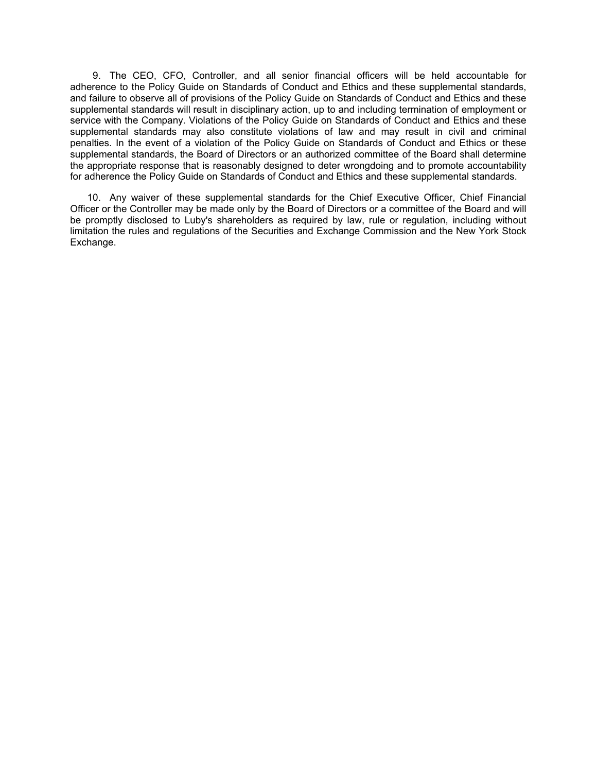9. The CEO, CFO, Controller, and all senior financial officers will be held accountable for adherence to the Policy Guide on Standards of Conduct and Ethics and these supplemental standards, and failure to observe all of provisions of the Policy Guide on Standards of Conduct and Ethics and these supplemental standards will result in disciplinary action, up to and including termination of employment or service with the Company. Violations of the Policy Guide on Standards of Conduct and Ethics and these supplemental standards may also constitute violations of law and may result in civil and criminal penalties. In the event of a violation of the Policy Guide on Standards of Conduct and Ethics or these supplemental standards, the Board of Directors or an authorized committee of the Board shall determine the appropriate response that is reasonably designed to deter wrongdoing and to promote accountability for adherence the Policy Guide on Standards of Conduct and Ethics and these supplemental standards.

10. Any waiver of these supplemental standards for the Chief Executive Officer, Chief Financial Officer or the Controller may be made only by the Board of Directors or a committee of the Board and will be promptly disclosed to Luby's shareholders as required by law, rule or regulation, including without limitation the rules and regulations of the Securities and Exchange Commission and the New York Stock Exchange.